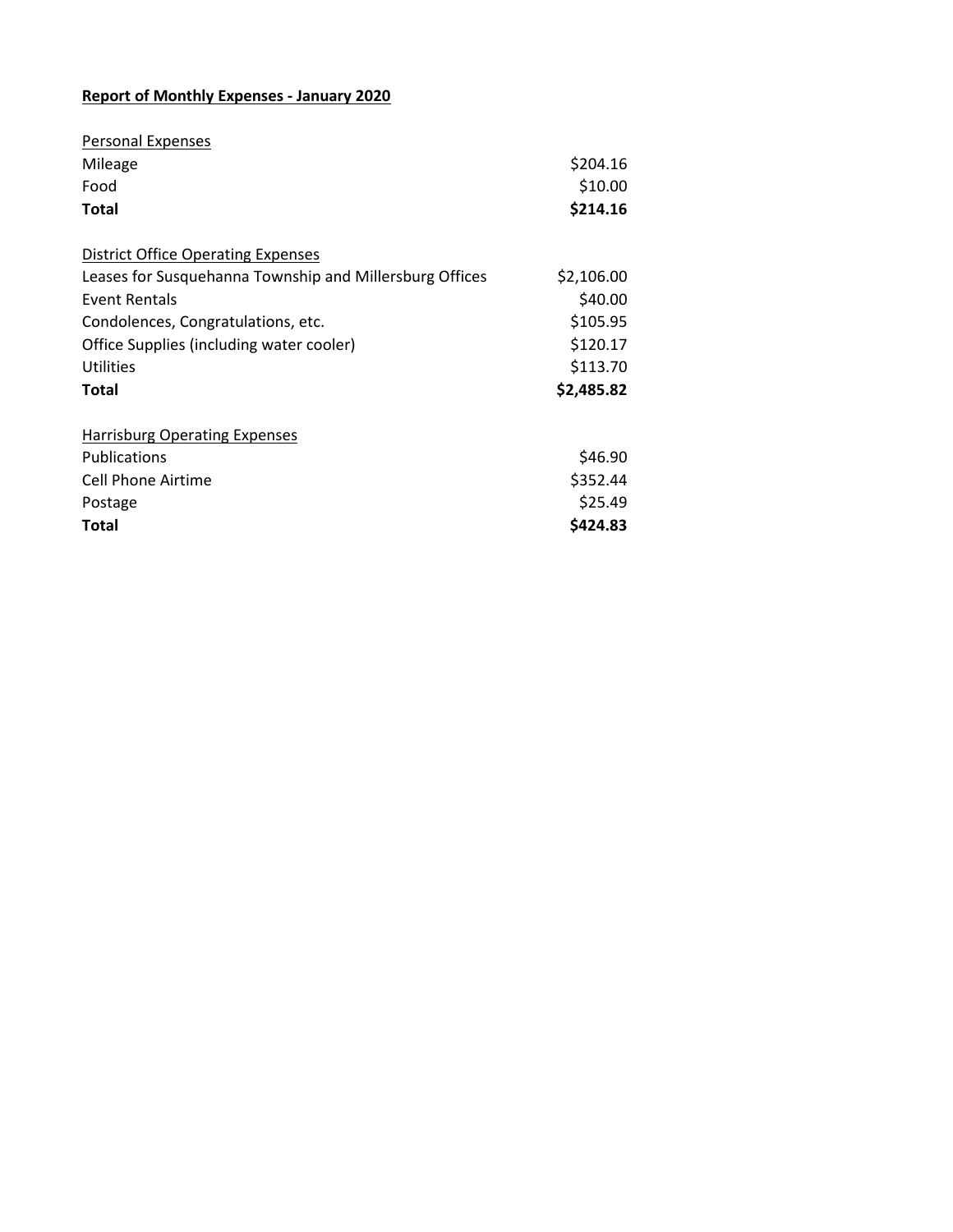**Report of Monthly Expenses - January 2020**

| Personal Expenses | |
|---|---|
| Mileage | $204.16 |
| Food | $10.00 |
| **Total** | **$214.16** |

| District Office Operating Expenses | |
|---|---|
| Leases for Susquehanna Township and Millersburg Offices | $2,106.00 |
| Event Rentals | $40.00 |
| Condolences, Congratulations, etc. | $105.95 |
| Office Supplies (including water cooler) | $120.17 |
| Utilities | $113.70 |
| **Total** | **$2,485.82** |

| Harrisburg Operating Expenses | |
|---|---|
| Publications | $46.90 |
| Cell Phone Airtime | $352.44 |
| Postage | $25.49 |
| **Total** | **$424.83** |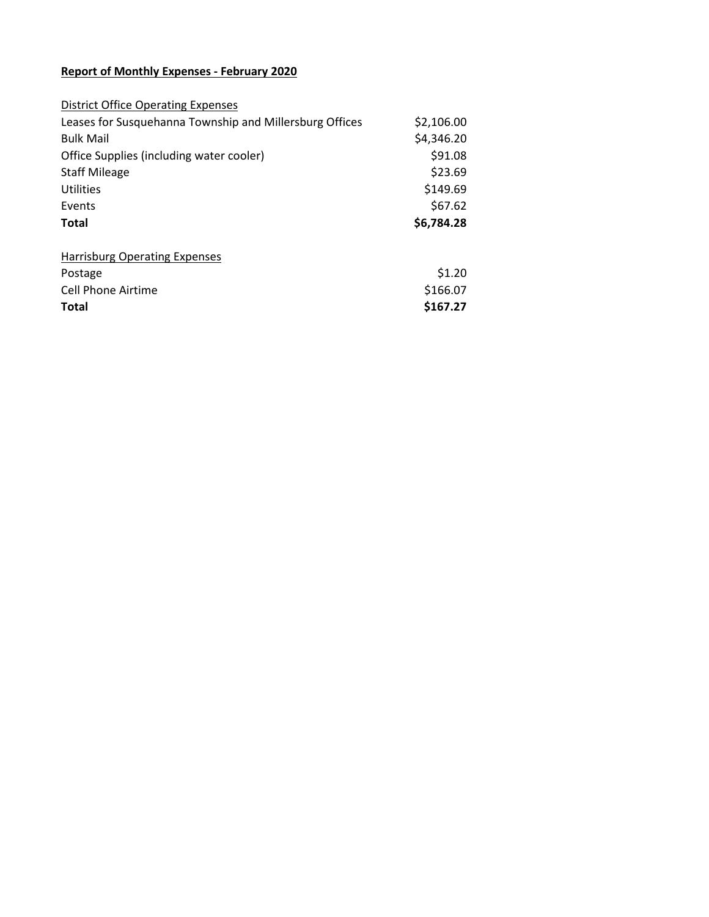**Report of Monthly Expenses - February 2020**

| District Office Operating Expenses | |
|---|---|
| Leases for Susquehanna Township and Millersburg Offices | $2,106.00 |
| Bulk Mail | $4,346.20 |
| Office Supplies (including water cooler) | $91.08 |
| Staff Mileage | $23.69 |
| Utilities | $149.69 |
| Events | $67.62 |
| **Total** | **$6,784.28** |

| Harrisburg Operating Expenses | |
|---|---|
| Postage | $1.20 |
| Cell Phone Airtime | $166.07 |
| **Total** | **$167.27** |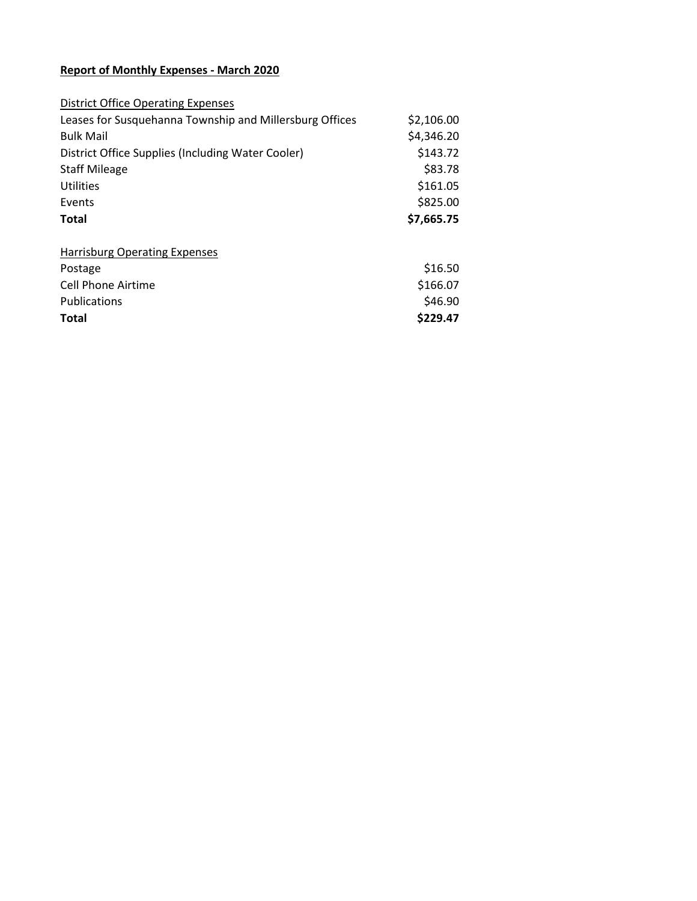**Report of Monthly Expenses - March 2020**

| District Office Operating Expenses | |
|---|---|
| Leases for Susquehanna Township and Millersburg Offices | $2,106.00 |
| Bulk Mail | $4,346.20 |
| District Office Supplies (Including Water Cooler) | $143.72 |
| Staff Mileage | $83.78 |
| Utilities | $161.05 |
| Events | $825.00 |
| **Total** | **$7,665.75** |

| Harrisburg Operating Expenses | |
|---|---|
| Postage | $16.50 |
| Cell Phone Airtime | $166.07 |
| Publications | $46.90 |
| **Total** | **$229.47** |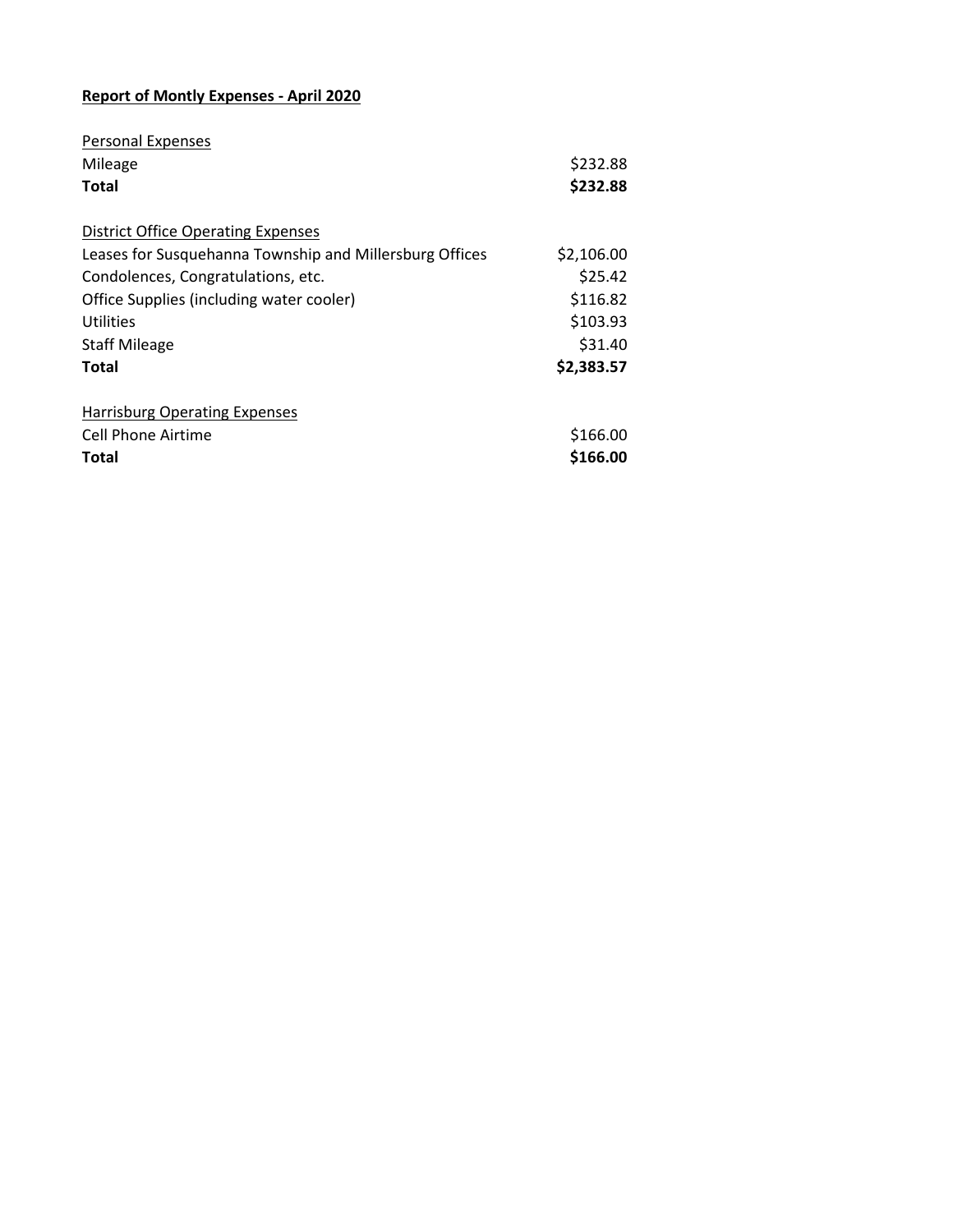**Report of Montly Expenses - April 2020**

| Personal Expenses | |
|---|---|
| Mileage | $232.88 |
| **Total** | **$232.88** |

| District Office Operating Expenses | |
|---|---|
| Leases for Susquehanna Township and Millersburg Offices | $2,106.00 |
| Condolences, Congratulations, etc. | $25.42 |
| Office Supplies (including water cooler) | $116.82 |
| Utilities | $103.93 |
| Staff Mileage | $31.40 |
| **Total** | **$2,383.57** |

| Harrisburg Operating Expenses | |
|---|---|
| Cell Phone Airtime | $166.00 |
| **Total** | **$166.00** |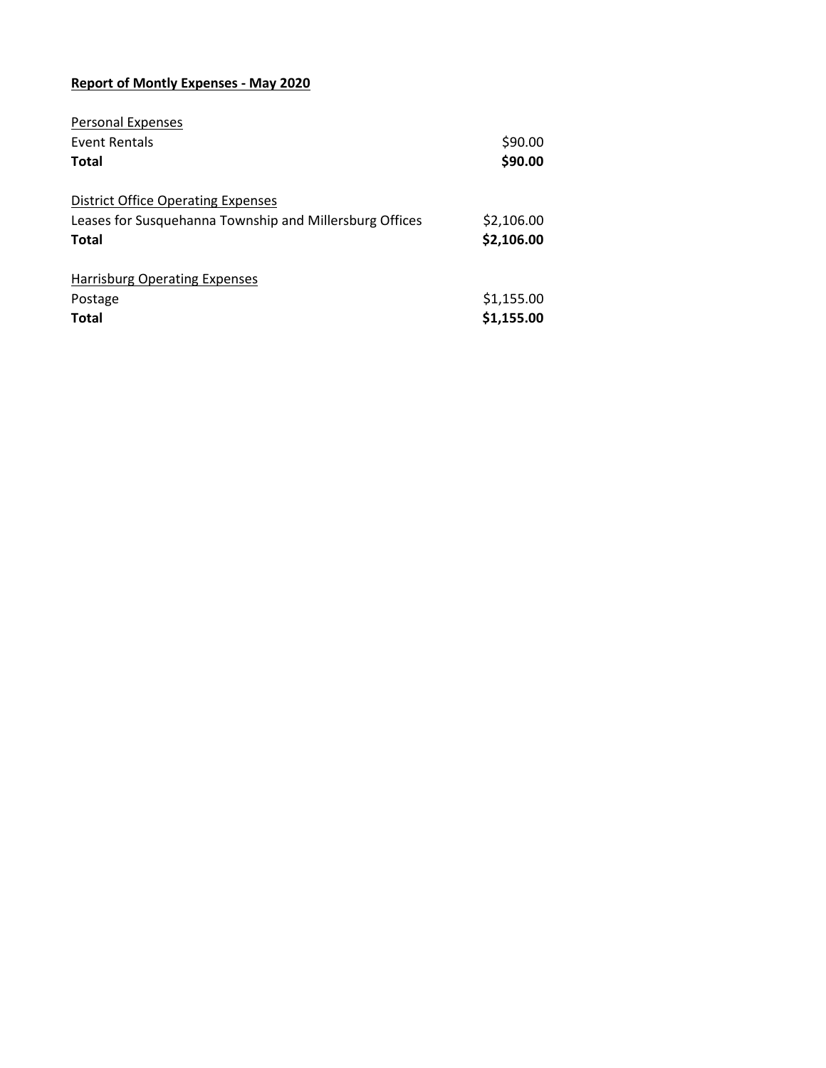**Report of Montly Expenses - May 2020**

| Personal Expenses | |
|---|---|
| Event Rentals | $90.00 |
| **Total** | **$90.00** |
| | |
| District Office Operating Expenses | |
| Leases for Susquehanna Township and Millersburg Offices | $2,106.00 |
| **Total** | **$2,106.00** |
| | |
| Harrisburg Operating Expenses | |
| Postage | $1,155.00 |
| **Total** | **$1,155.00** |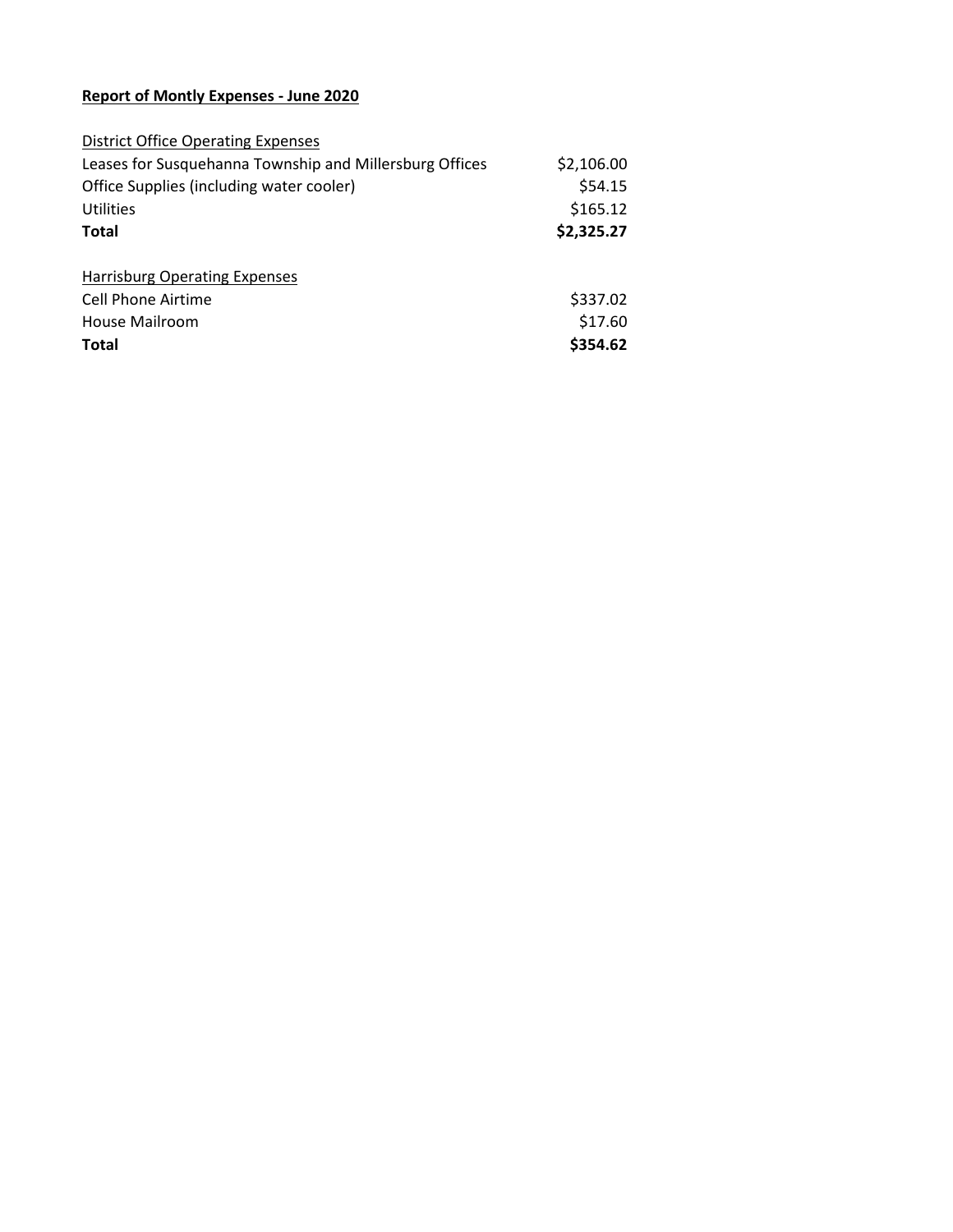**Report of Montly Expenses - June 2020**

| District Office Operating Expenses | |
|---|---|
| Leases for Susquehanna Township and Millersburg Offices | $2,106.00 |
| Office Supplies (including water cooler) | $54.15 |
| Utilities | $165.12 |
| **Total** | **$2,325.27** |

| Harrisburg Operating Expenses | |
|---|---|
| Cell Phone Airtime | $337.02 |
| House Mailroom | $17.60 |
| **Total** | **$354.62** |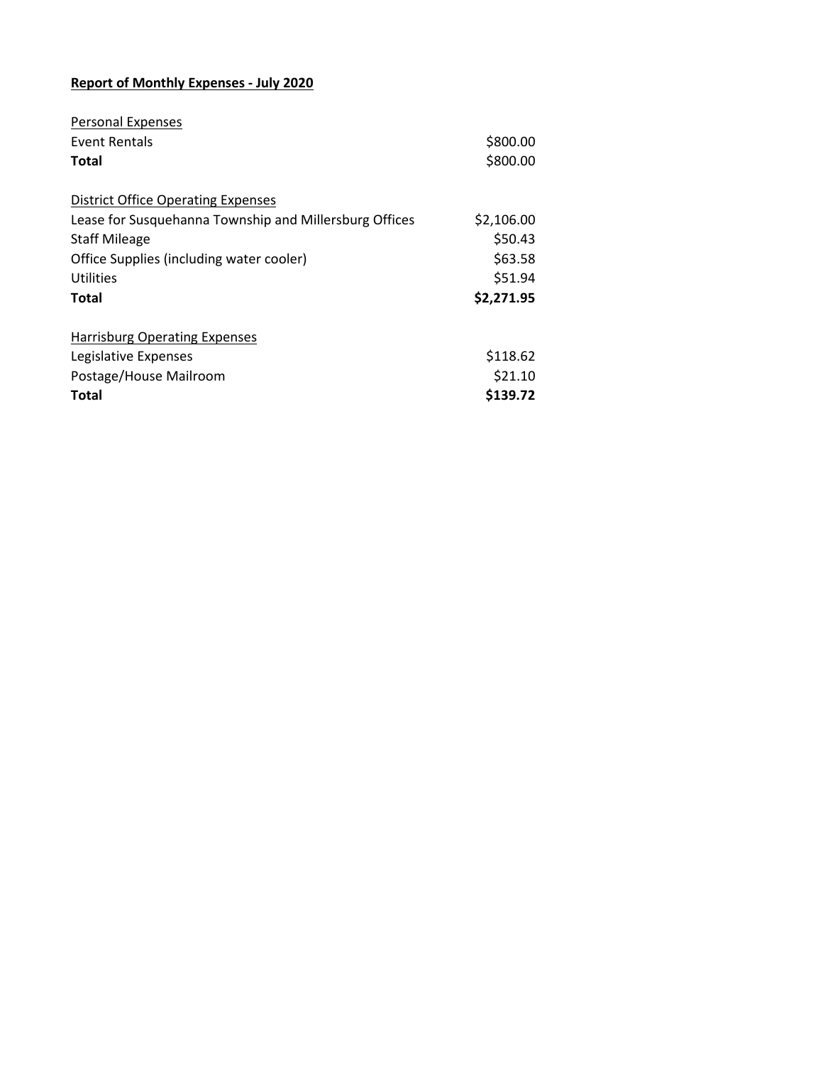**Report of Monthly Expenses - July 2020**

| Personal Expenses | |
|---|---|
| Event Rentals | $800.00 |
| **Total** | $800.00 |
| | |
| District Office Operating Expenses | |
| Lease for Susquehanna Township and Millersburg Offices | $2,106.00 |
| Staff Mileage | $50.43 |
| Office Supplies (including water cooler) | $63.58 |
| Utilities | $51.94 |
| **Total** | **$2,271.95** |
| | |
| Harrisburg Operating Expenses | |
| Legislative Expenses | $118.62 |
| Postage/House Mailroom | $21.10 |
| **Total** | **$139.72** |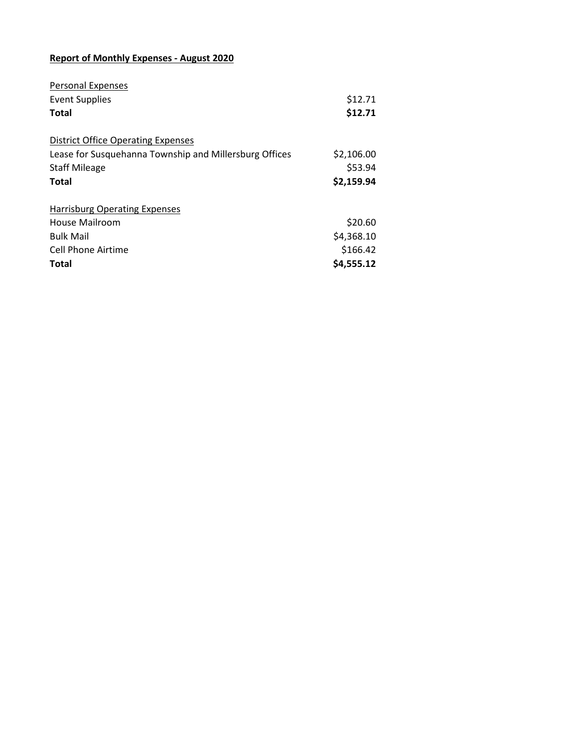**<u>Report of Monthly Expenses - August 2020</u>**

| <u>Personal Expenses</u> | |
|---|---|
| Event Supplies | $12.71 |
| **Total** | **$12.71** |

| <u>District Office Operating Expenses</u> | |
|---|---|
| Lease for Susquehanna Township and Millersburg Offices | $2,106.00 |
| Staff Mileage | $53.94 |
| **Total** | **$2,159.94** |

| <u>Harrisburg Operating Expenses</u> | |
|---|---|
| House Mailroom | $20.60 |
| Bulk Mail | $4,368.10 |
| Cell Phone Airtime | $166.42 |
| **Total** | **$4,555.12** |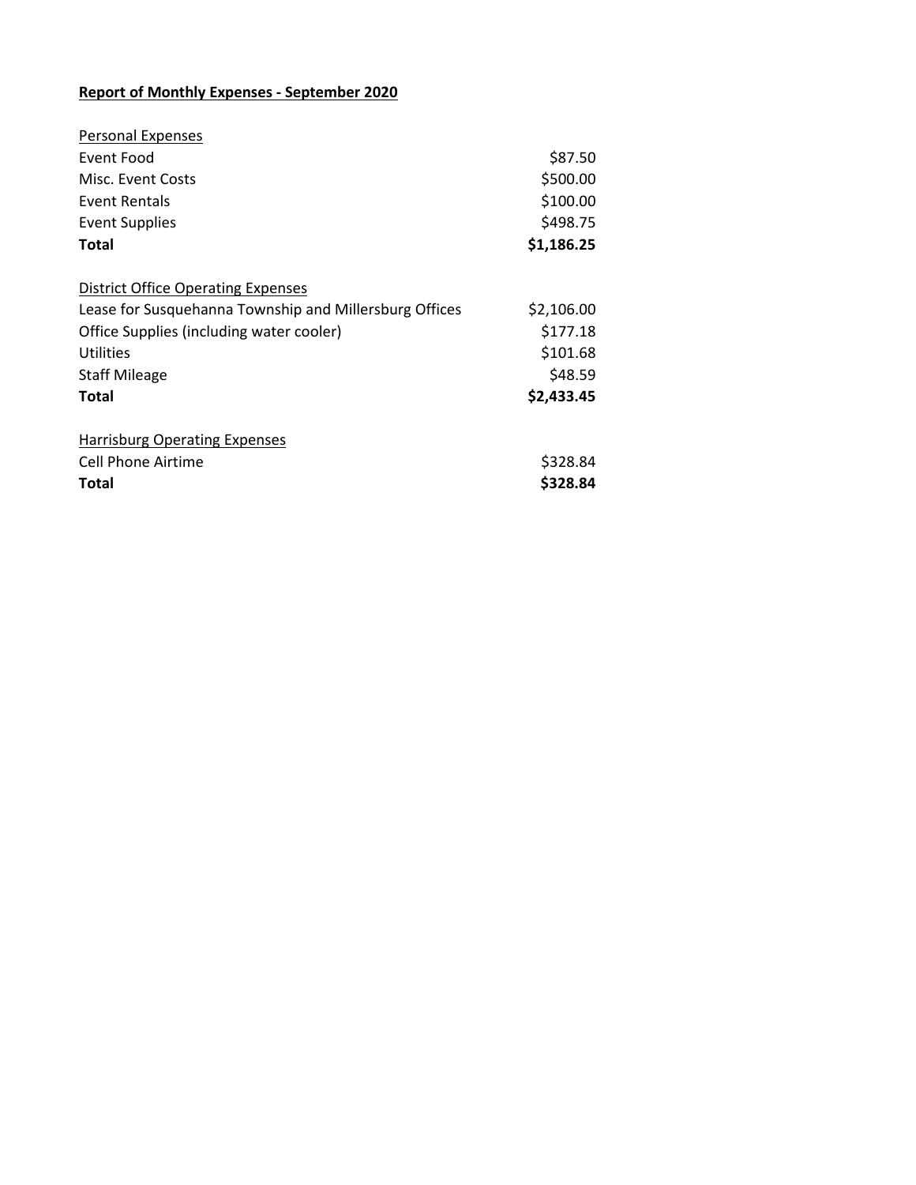**<u>Report of Monthly Expenses - September 2020</u>**

| <u>Personal Expenses</u> | |
|---|---|
| Event Food | $87.50 |
| Misc. Event Costs | $500.00 |
| Event Rentals | $100.00 |
| Event Supplies | $498.75 |
| **Total** | **$1,186.25** |

| <u>District Office Operating Expenses</u> | |
|---|---|
| Lease for Susquehanna Township and Millersburg Offices | $2,106.00 |
| Office Supplies (including water cooler) | $177.18 |
| Utilities | $101.68 |
| Staff Mileage | $48.59 |
| **Total** | **$2,433.45** |

| <u>Harrisburg Operating Expenses</u> | |
|---|---|
| Cell Phone Airtime | $328.84 |
| **Total** | **$328.84** |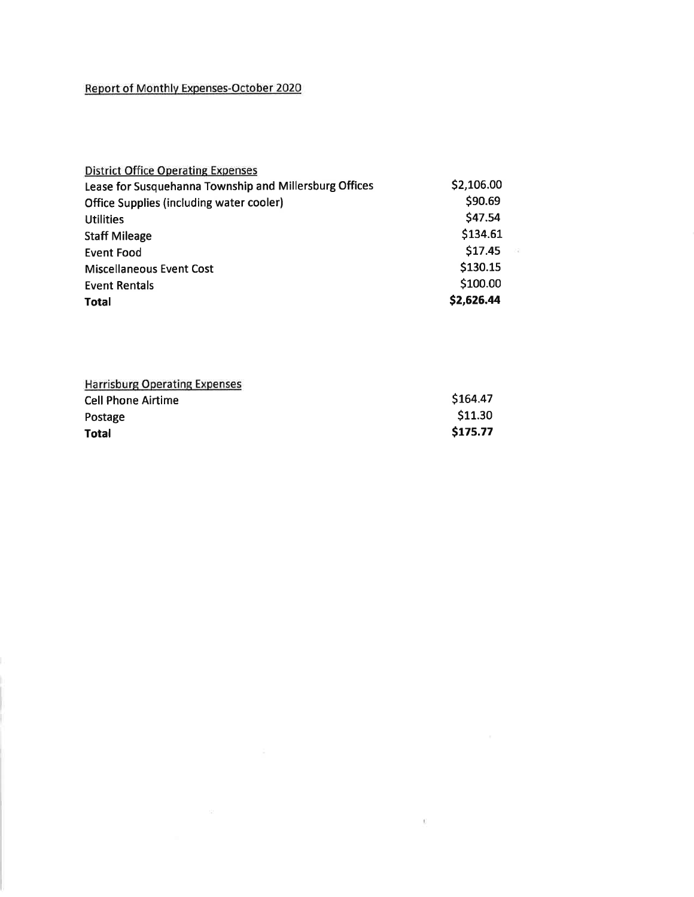## Report of Monthly Expenses-October 2020

| District Office Operating Expenses | |
|---|---|
| Lease for Susquehanna Township and Millersburg Offices | $2,106.00 |
| Office Supplies (including water cooler) | $90.69 |
| Utilities | $47.54 |
| Staff Mileage | $134.61 |
| Event Food | $17.45 |
| Miscellaneous Event Cost | $130.15 |
| Event Rentals | $100.00 |
| **Total** | **$2,626.44** |

| Harrisburg Operating Expenses | |
|---|---|
| Cell Phone Airtime | $164.47 |
| Postage | $11.30 |
| **Total** | **$175.77** |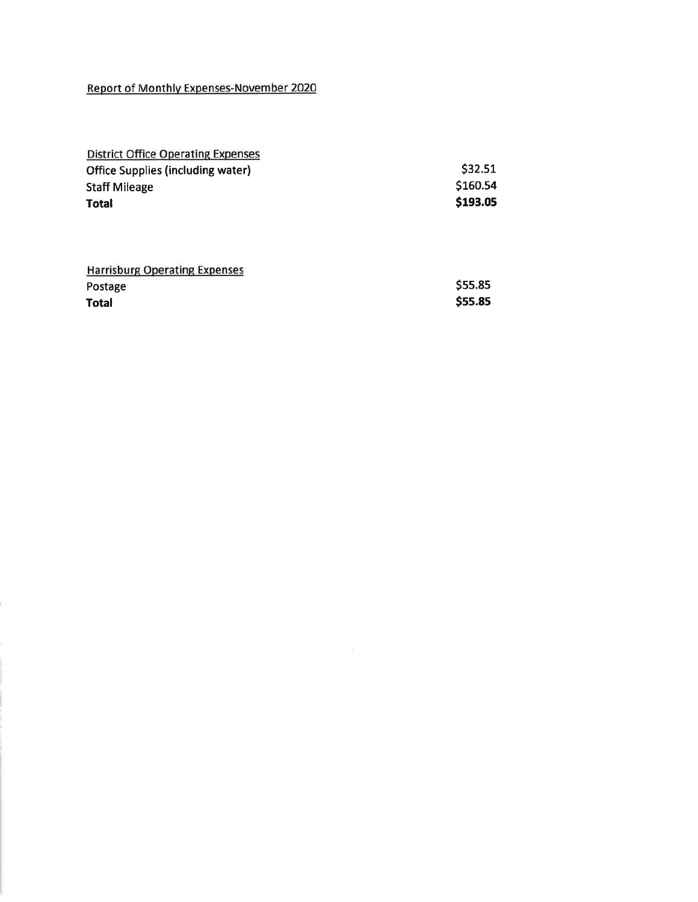Report of Monthly Expenses-November 2020

| District Office Operating Expenses | |
|---|---|
| Office Supplies (including water) | $32.51 |
| Staff Mileage | $160.54 |
| **Total** | **$193.05** |

| Harrisburg Operating Expenses | |
|---|---|
| Postage | $55.85 |
| **Total** | **$55.85** |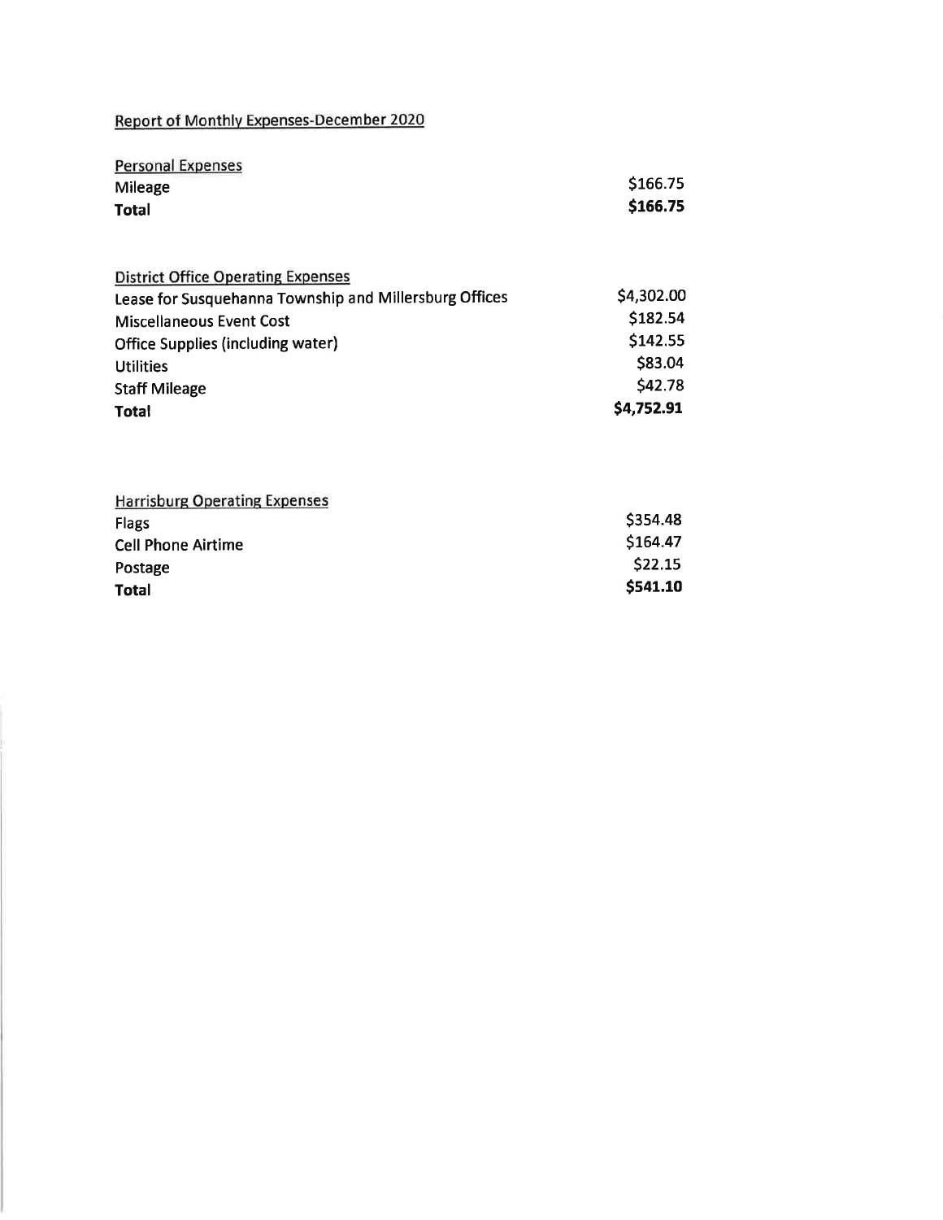## Report of Monthly Expenses-December 2020

**Personal Expenses**

| | |
|---|---|
| Mileage | \$166.75 |
| **Total** | **\$166.75** |

**District Office Operating Expenses**

| | |
|---|---|
| Lease for Susquehanna Township and Millersburg Offices | \$4,302.00 |
| Miscellaneous Event Cost | \$182.54 |
| Office Supplies (including water) | \$142.55 |
| Utilities | \$83.04 |
| Staff Mileage | \$42.78 |
| **Total** | **\$4,752.91** |

**Harrisburg Operating Expenses**

| | |
|---|---|
| Flags | \$354.48 |
| Cell Phone Airtime | \$164.47 |
| Postage | \$22.15 |
| **Total** | **\$541.10** |